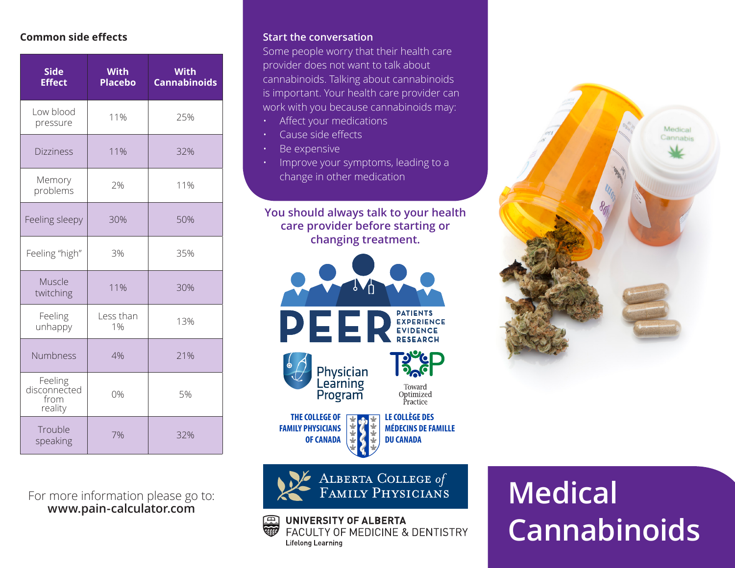## Common side effects

| Side Effect | With Placebo | With Cannabinoids |
|---|---|---|
| Low blood pressure | 11% | 25% |
| Dizziness | 11% | 32% |
| Memory problems | 2% | 11% |
| Feeling sleepy | 30% | 50% |
| Feeling "high" | 3% | 35% |
| Muscle twitching | 11% | 30% |
| Feeling unhappy | Less than 1% | 13% |
| Numbness | 4% | 21% |
| Feeling disconnected from reality | 0% | 5% |
| Trouble speaking | 7% | 32% |

For more information please go to:
**www.pain-calculator.com**

## Start the conversation

Some people worry that their health care provider does not want to talk about cannabinoids. Talking about cannabinoids is important. Your health care provider can work with you because cannabinoids may:

- Affect your medications
- Cause side effects
- Be expensive
- Improve your symptoms, leading to a change in other medication

**You should always talk to your health care provider before starting or changing treatment.**

PEER PATIENTS EXPERIENCE EVIDENCE RESEARCH

Physician Learning Program

TOP Toward Optimized Practice

THE COLLEGE OF FAMILY PHYSICIANS OF CANADA
LE COLLÈGE DES MÉDECINS DE FAMILLE DU CANADA

ALBERTA COLLEGE of FAMILY PHYSICIANS

UNIVERSITY OF ALBERTA
FACULTY OF MEDICINE & DENTISTRY
Lifelong Learning

# Medical Cannabinoids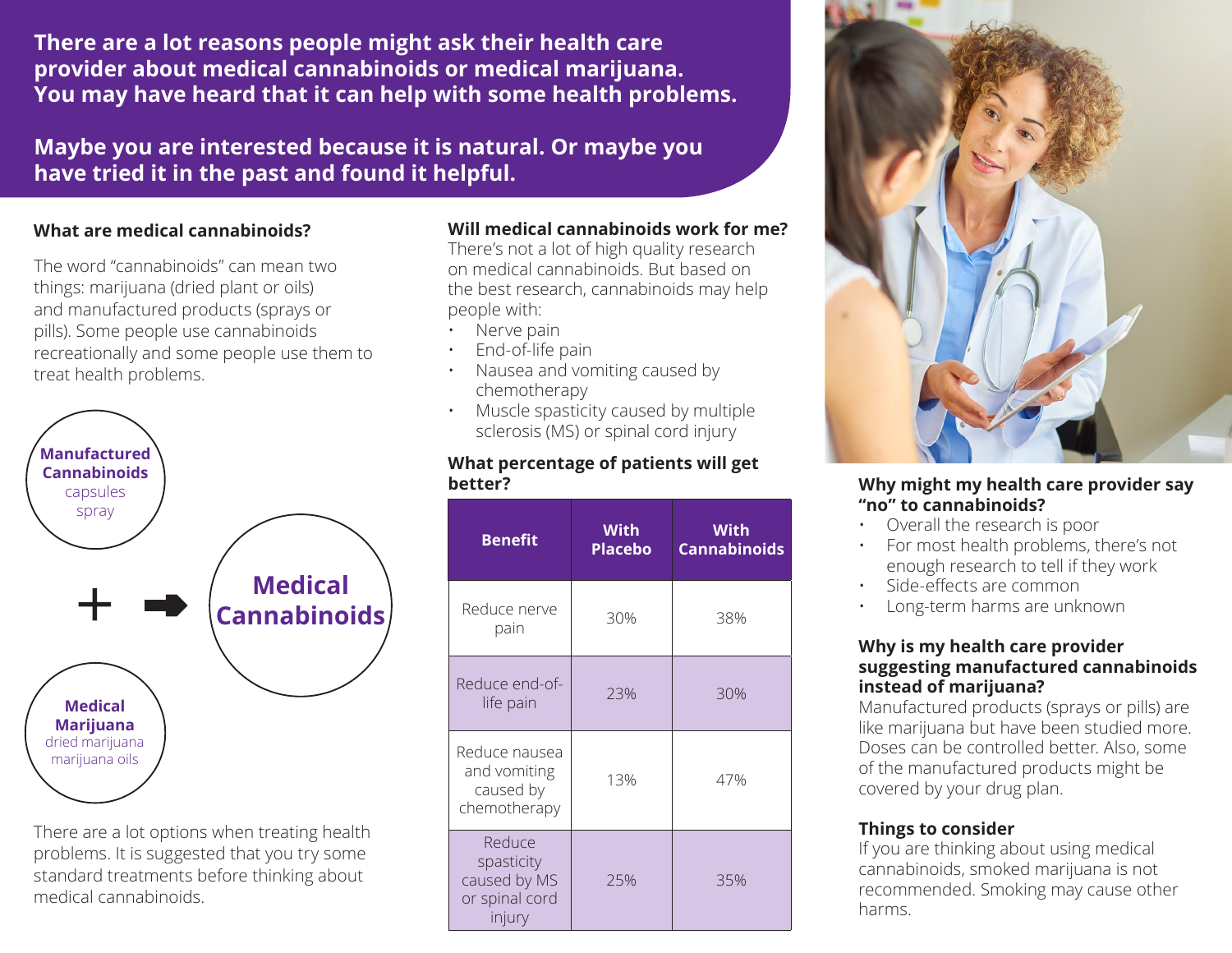**There are a lot reasons people might ask their health care provider about medical cannabinoids or medical marijuana. You may have heard that it can help with some health problems.**

**Maybe you are interested because it is natural. Or maybe you have tried it in the past and found it helpful.**

### What are medical cannabinoids?

The word "cannabinoids" can mean two things: marijuana (dried plant or oils) and manufactured products (sprays or pills). Some people use cannabinoids recreationally and some people use them to treat health problems.

**Manufactured Cannabinoids**
capsules
spray

+

**Medical Marijuana**
dried marijuana
marijuana oils

→ **Medical Cannabinoids**

There are a lot options when treating health problems. It is suggested that you try some standard treatments before thinking about medical cannabinoids.

### Will medical cannabinoids work for me?

There's not a lot of high quality research on medical cannabinoids. But based on the best research, cannabinoids may help people with:

- Nerve pain
- End-of-life pain
- Nausea and vomiting caused by chemotherapy
- Muscle spasticity caused by multiple sclerosis (MS) or spinal cord injury

### What percentage of patients will get better?

| Benefit | With Placebo | With Cannabinoids |
|---|---|---|
| Reduce nerve pain | 30% | 38% |
| Reduce end-of-life pain | 23% | 30% |
| Reduce nausea and vomiting caused by chemotherapy | 13% | 47% |
| Reduce spasticity caused by MS or spinal cord injury | 25% | 35% |

### Why might my health care provider say "no" to cannabinoids?

- Overall the research is poor
- For most health problems, there's not enough research to tell if they work
- Side-effects are common
- Long-term harms are unknown

### Why is my health care provider suggesting manufactured cannabinoids instead of marijuana?

Manufactured products (sprays or pills) are like marijuana but have been studied more. Doses can be controlled better. Also, some of the manufactured products might be covered by your drug plan.

### Things to consider

If you are thinking about using medical cannabinoids, smoked marijuana is not recommended. Smoking may cause other harms.